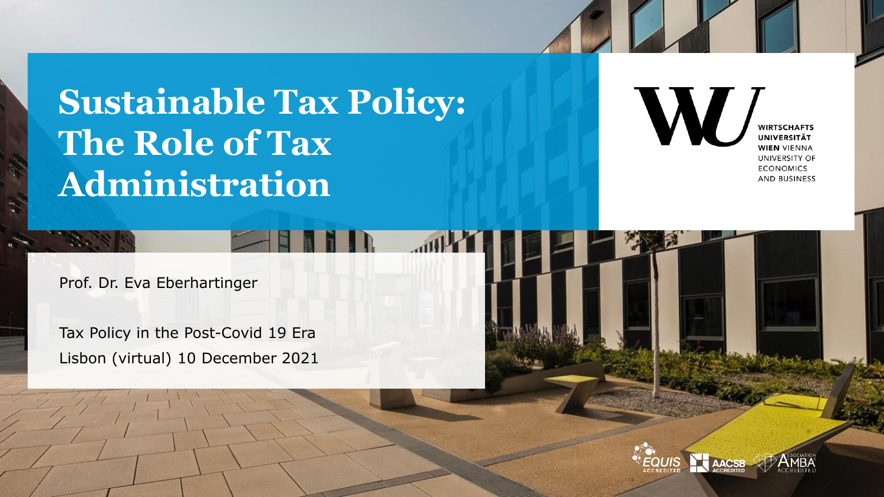# Sustainable Tax Policy: The Role of Tax Administration

WIRTSCHAFTS UNIVERSITÄT WIEN VIENNA UNIVERSITY OF ECONOMICS AND BUSINESS

Prof. Dr. Eva Eberhartinger

Tax Policy in the Post-Covid 19 Era
Lisbon (virtual) 10 December 2021

EQUIS ACCREDITED
AACSB ACCREDITED
ASSOCIATION AMBA ACCREDITED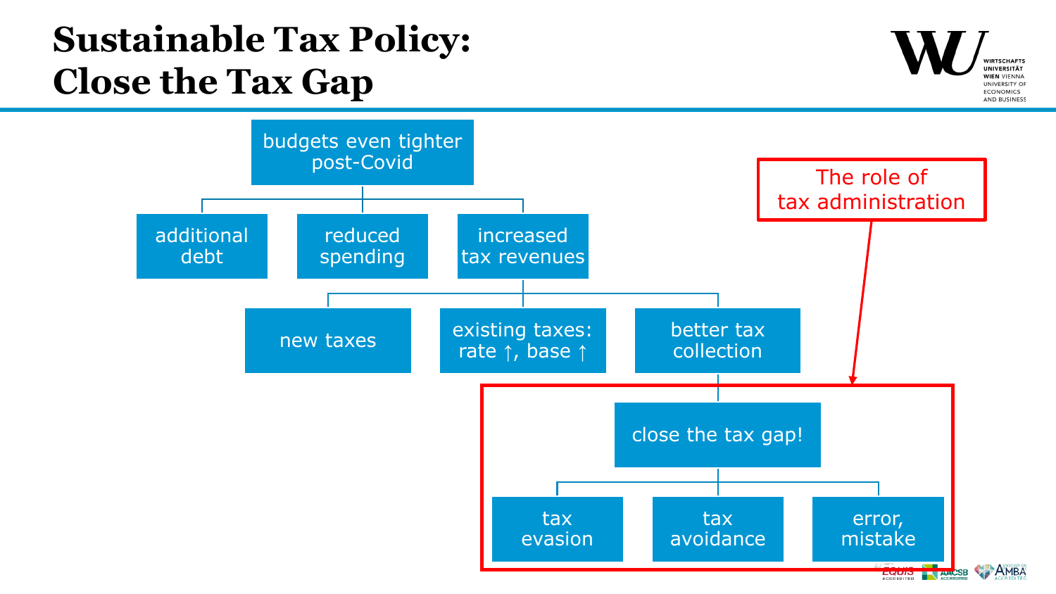# Sustainable Tax Policy: Close the Tax Gap

budgets even tighter post-Covid

- additional debt
- reduced spending
- increased tax revenues
  - new taxes
  - existing taxes: rate ↑, base ↑
  - better tax collection
    - close the tax gap!
      - tax evasion
      - tax avoidance
      - error, mistake

The role of tax administration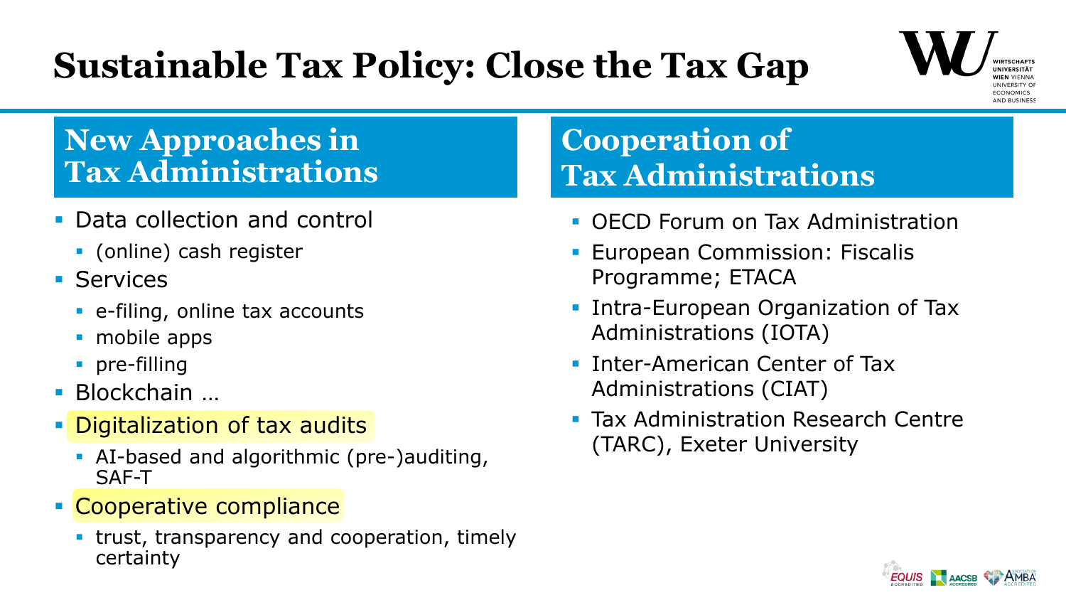# Sustainable Tax Policy: Close the Tax Gap

## New Approaches in Tax Administrations

- Data collection and control
  - (online) cash register
- Services
  - e-filing, online tax accounts
  - mobile apps
  - pre-filling
- Blockchain …
- Digitalization of tax audits
  - AI-based and algorithmic (pre-)auditing, SAF-T
- Cooperative compliance
  - trust, transparency and cooperation, timely certainty

## Cooperation of Tax Administrations

- OECD Forum on Tax Administration
- European Commission: Fiscalis Programme; ETACA
- Intra-European Organization of Tax Administrations (IOTA)
- Inter-American Center of Tax Administrations (CIAT)
- Tax Administration Research Centre (TARC), Exeter University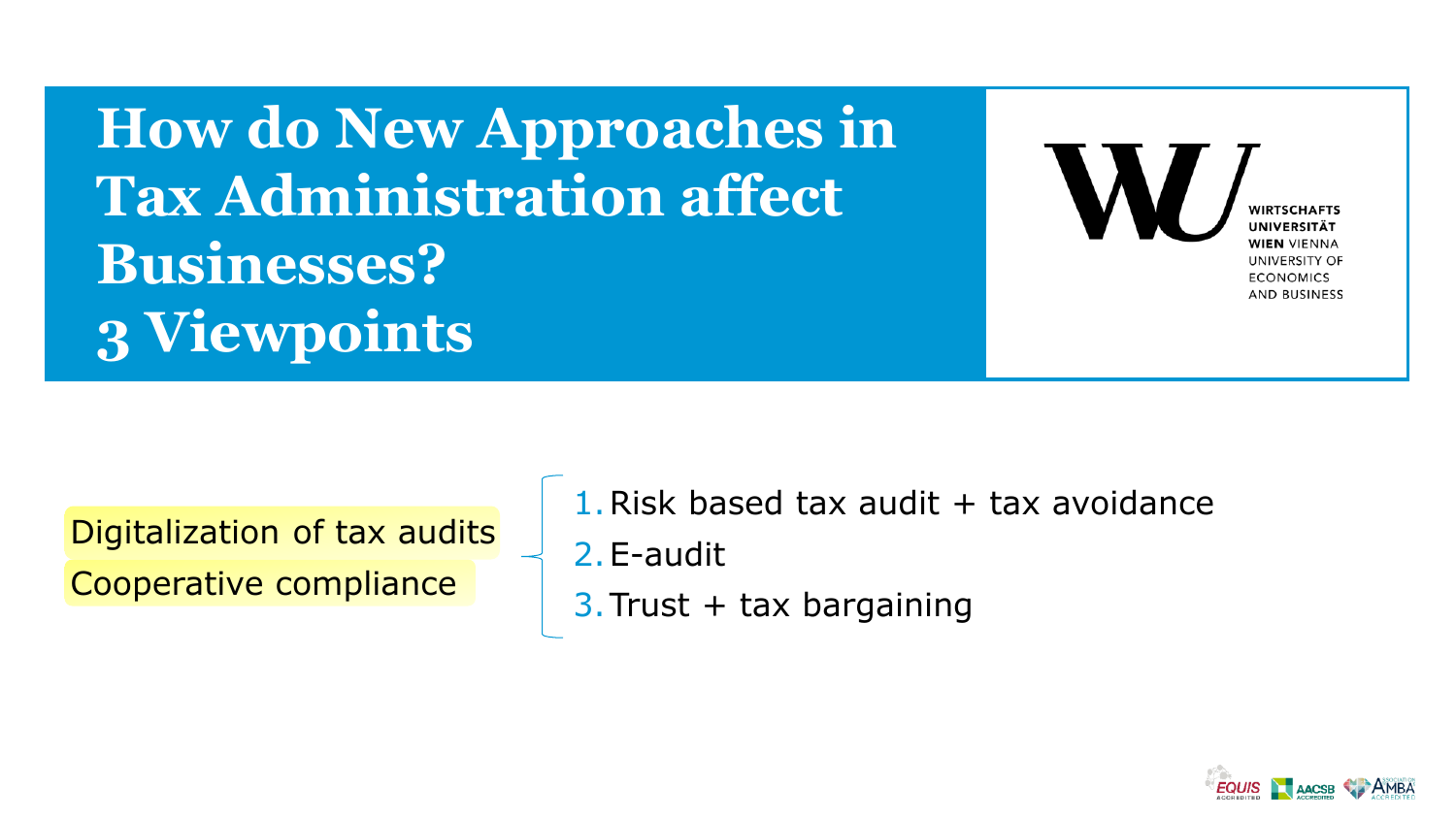# How do New Approaches in Tax Administration affect Businesses? 3 Viewpoints

Digitalization of tax audits

Cooperative compliance

1. Risk based tax audit + tax avoidance
2. E-audit
3. Trust + tax bargaining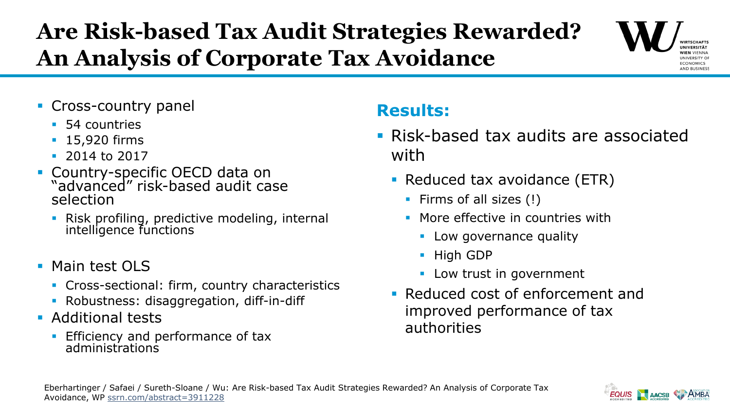# Are Risk-based Tax Audit Strategies Rewarded? An Analysis of Corporate Tax Avoidance

- Cross-country panel
  - 54 countries
  - 15,920 firms
  - 2014 to 2017
- Country-specific OECD data on "advanced" risk-based audit case selection
  - Risk profiling, predictive modeling, internal intelligence functions
- Main test OLS
  - Cross-sectional: firm, country characteristics
  - Robustness: disaggregation, diff-in-diff
- Additional tests
  - Efficiency and performance of tax administrations

## Results:

- Risk-based tax audits are associated with
  - Reduced tax avoidance (ETR)
    - Firms of all sizes (!)
    - More effective in countries with
      - Low governance quality
      - High GDP
      - Low trust in government
  - Reduced cost of enforcement and improved performance of tax authorities

Eberhartinger / Safaei / Sureth-Sloane / Wu: Are Risk-based Tax Audit Strategies Rewarded? An Analysis of Corporate Tax Avoidance, WP ssrn.com/abstract=3911228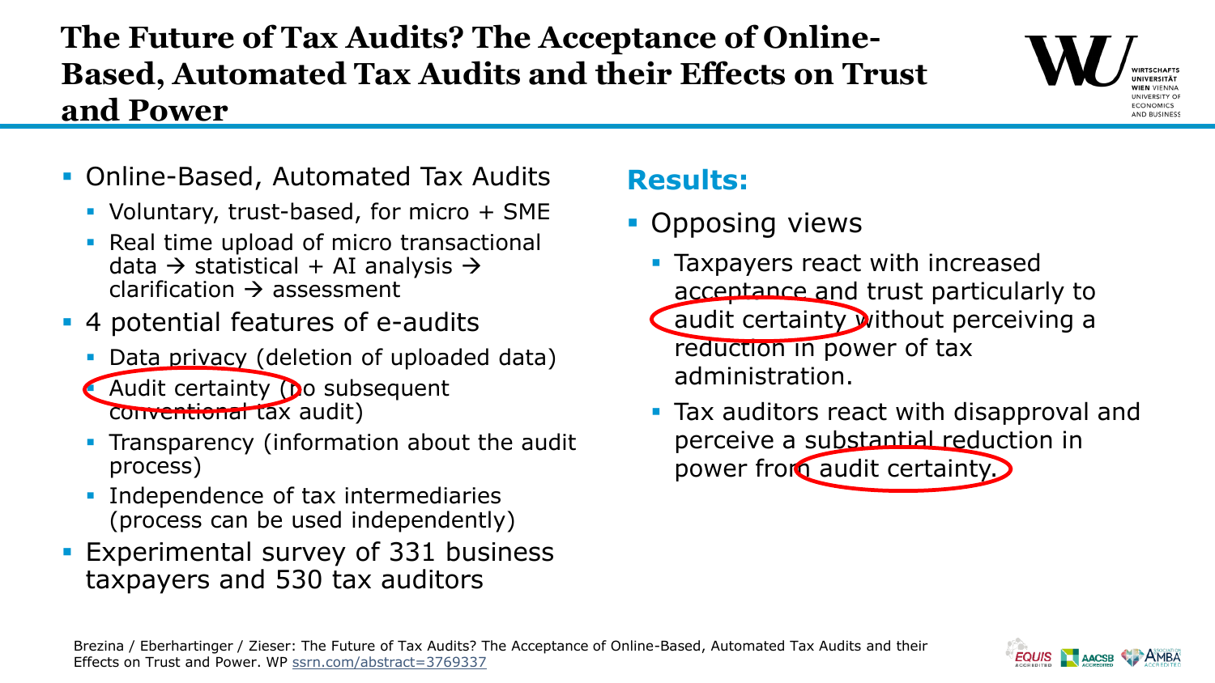# The Future of Tax Audits? The Acceptance of Online-Based, Automated Tax Audits and their Effects on Trust and Power

- Online-Based, Automated Tax Audits
  - Voluntary, trust-based, for micro + SME
  - Real time upload of micro transactional data → statistical + AI analysis → clarification → assessment
- 4 potential features of e-audits
  - Data privacy (deletion of uploaded data)
  - Audit certainty (no subsequent conventional tax audit)
  - Transparency (information about the audit process)
  - Independence of tax intermediaries (process can be used independently)
- Experimental survey of 331 business taxpayers and 530 tax auditors

## Results:

- Opposing views
  - Taxpayers react with increased acceptance and trust particularly to audit certainty without perceiving a reduction in power of tax administration.
  - Tax auditors react with disapproval and perceive a substantial reduction in power from audit certainty.

Brezina / Eberhartinger / Zieser: The Future of Tax Audits? The Acceptance of Online-Based, Automated Tax Audits and their Effects on Trust and Power. WP ssrn.com/abstract=3769337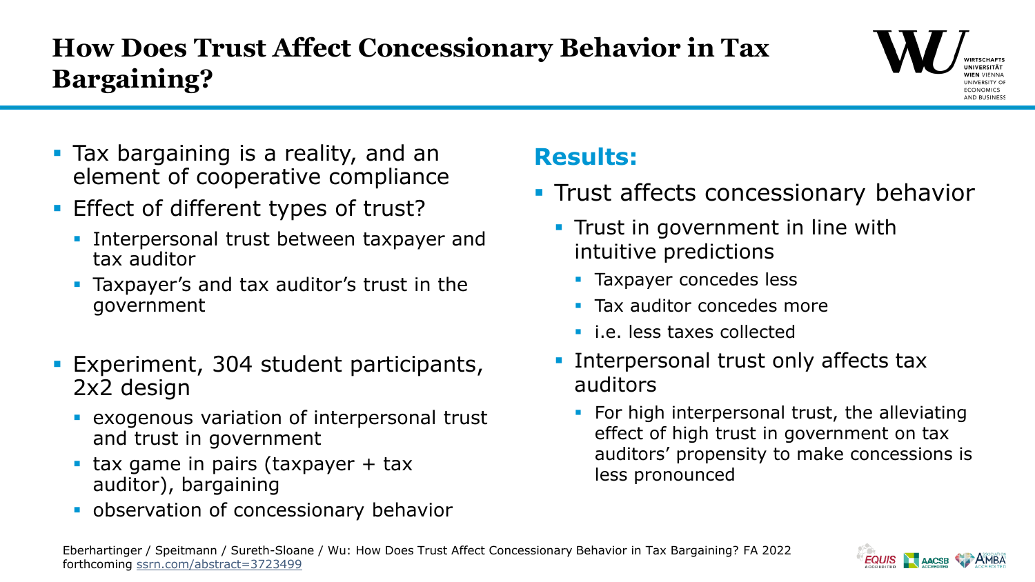# How Does Trust Affect Concessionary Behavior in Tax Bargaining?

- Tax bargaining is a reality, and an element of cooperative compliance
- Effect of different types of trust?
  - Interpersonal trust between taxpayer and tax auditor
  - Taxpayer's and tax auditor's trust in the government
- Experiment, 304 student participants, 2x2 design
  - exogenous variation of interpersonal trust and trust in government
  - tax game in pairs (taxpayer + tax auditor), bargaining
  - observation of concessionary behavior

## Results:

- Trust affects concessionary behavior
  - Trust in government in line with intuitive predictions
    - Taxpayer concedes less
    - Tax auditor concedes more
    - i.e. less taxes collected
  - Interpersonal trust only affects tax auditors
    - For high interpersonal trust, the alleviating effect of high trust in government on tax auditors' propensity to make concessions is less pronounced

Eberhartinger / Speitmann / Sureth-Sloane / Wu: How Does Trust Affect Concessionary Behavior in Tax Bargaining? FA 2022 forthcoming ssrn.com/abstract=3723499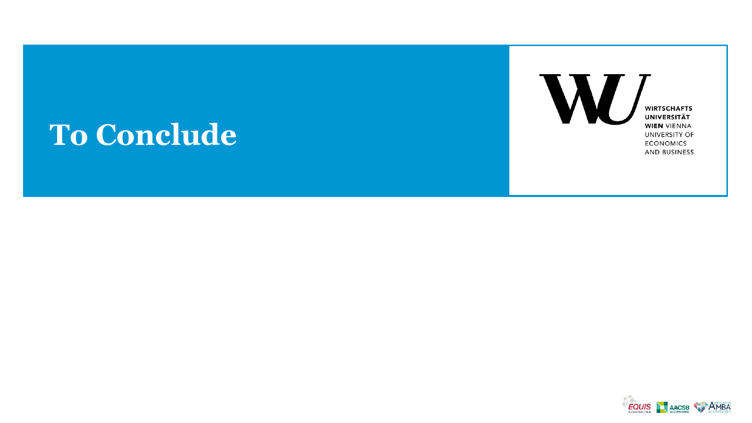# To Conclude

WIRTSCHAFTS
UNIVERSITÄT
WIEN VIENNA
UNIVERSITY OF
ECONOMICS
AND BUSINESS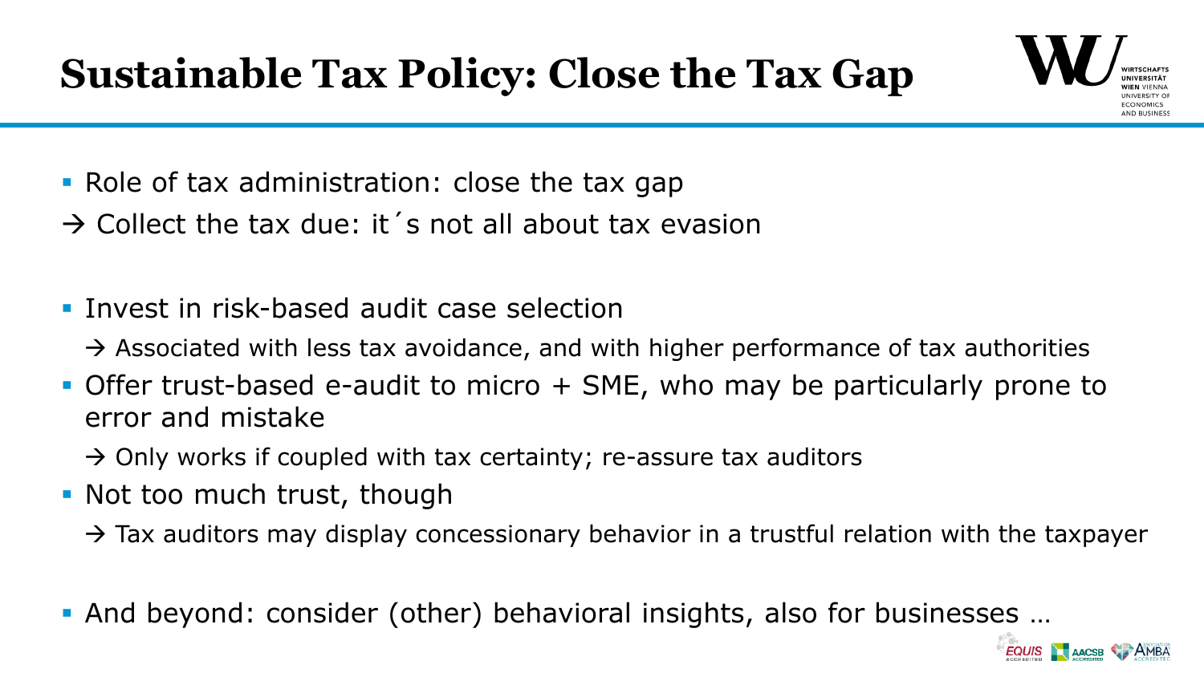# Sustainable Tax Policy: Close the Tax Gap

- Role of tax administration: close the tax gap

→ Collect the tax due: it´s not all about tax evasion

- Invest in risk-based audit case selection
  - → Associated with less tax avoidance, and with higher performance of tax authorities
- Offer trust-based e-audit to micro + SME, who may be particularly prone to error and mistake
  - → Only works if coupled with tax certainty; re-assure tax auditors
- Not too much trust, though
  - → Tax auditors may display concessionary behavior in a trustful relation with the taxpayer

- And beyond: consider (other) behavioral insights, also for businesses …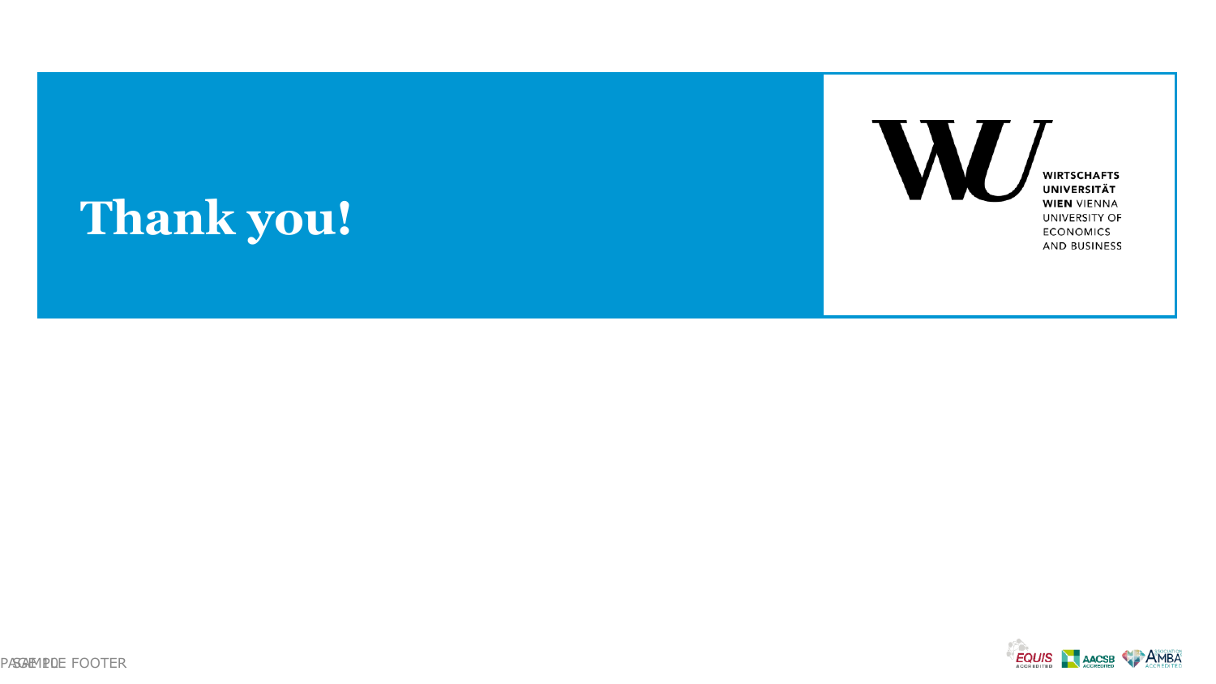# Thank you!

WIRTSCHAFTS
UNIVERSITÄT
WIEN VIENNA
UNIVERSITY OF
ECONOMICS
AND BUSINESS